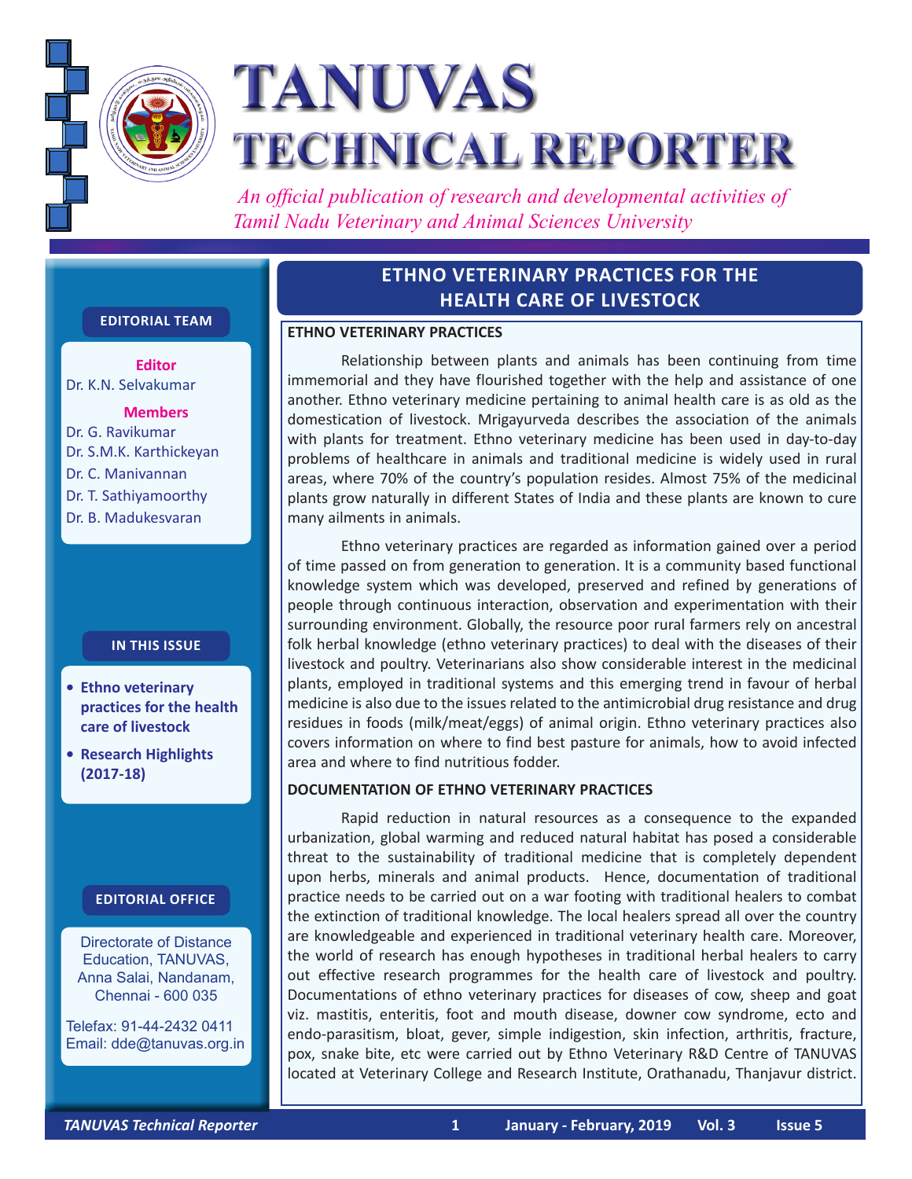# TANUVAS TECHNICAL REPORTER

*An official publication of research and developmental activities of Tamil Nadu Veterinary and Animal Sciences University*

**EDITORIAL TEAM**

**Editor**
Dr. K.N. Selvakumar

**Members**
Dr. G. Ravikumar
Dr. S.M.K. Karthickeyan
Dr. C. Manivannan
Dr. T. Sathiyamoorthy
Dr. B. Madukesvaran

**IN THIS ISSUE**

- **Ethno veterinary practices for the health care of livestock**
- **Research Highlights (2017-18)**

**EDITORIAL OFFICE**

Directorate of Distance Education, TANUVAS, Anna Salai, Nandanam, Chennai - 600 035

Telefax: 91-44-2432 0411
Email: dde@tanuvas.org.in

## ETHNO VETERINARY PRACTICES FOR THE HEALTH CARE OF LIVESTOCK

### ETHNO VETERINARY PRACTICES

Relationship between plants and animals has been continuing from time immemorial and they have flourished together with the help and assistance of one another. Ethno veterinary medicine pertaining to animal health care is as old as the domestication of livestock. Mrigayurveda describes the association of the animals with plants for treatment. Ethno veterinary medicine has been used in day-to-day problems of healthcare in animals and traditional medicine is widely used in rural areas, where 70% of the country's population resides. Almost 75% of the medicinal plants grow naturally in different States of India and these plants are known to cure many ailments in animals.

Ethno veterinary practices are regarded as information gained over a period of time passed on from generation to generation. It is a community based functional knowledge system which was developed, preserved and refined by generations of people through continuous interaction, observation and experimentation with their surrounding environment. Globally, the resource poor rural farmers rely on ancestral folk herbal knowledge (ethno veterinary practices) to deal with the diseases of their livestock and poultry. Veterinarians also show considerable interest in the medicinal plants, employed in traditional systems and this emerging trend in favour of herbal medicine is also due to the issues related to the antimicrobial drug resistance and drug residues in foods (milk/meat/eggs) of animal origin. Ethno veterinary practices also covers information on where to find best pasture for animals, how to avoid infected area and where to find nutritious fodder.

### DOCUMENTATION OF ETHNO VETERINARY PRACTICES

Rapid reduction in natural resources as a consequence to the expanded urbanization, global warming and reduced natural habitat has posed a considerable threat to the sustainability of traditional medicine that is completely dependent upon herbs, minerals and animal products. Hence, documentation of traditional practice needs to be carried out on a war footing with traditional healers to combat the extinction of traditional knowledge. The local healers spread all over the country are knowledgeable and experienced in traditional veterinary health care. Moreover, the world of research has enough hypotheses in traditional herbal healers to carry out effective research programmes for the health care of livestock and poultry. Documentations of ethno veterinary practices for diseases of cow, sheep and goat viz. mastitis, enteritis, foot and mouth disease, downer cow syndrome, ecto and endo-parasitism, bloat, gever, simple indigestion, skin infection, arthritis, fracture, pox, snake bite, etc were carried out by Ethno Veterinary R&D Centre of TANUVAS located at Veterinary College and Research Institute, Orathanadu, Thanjavur district.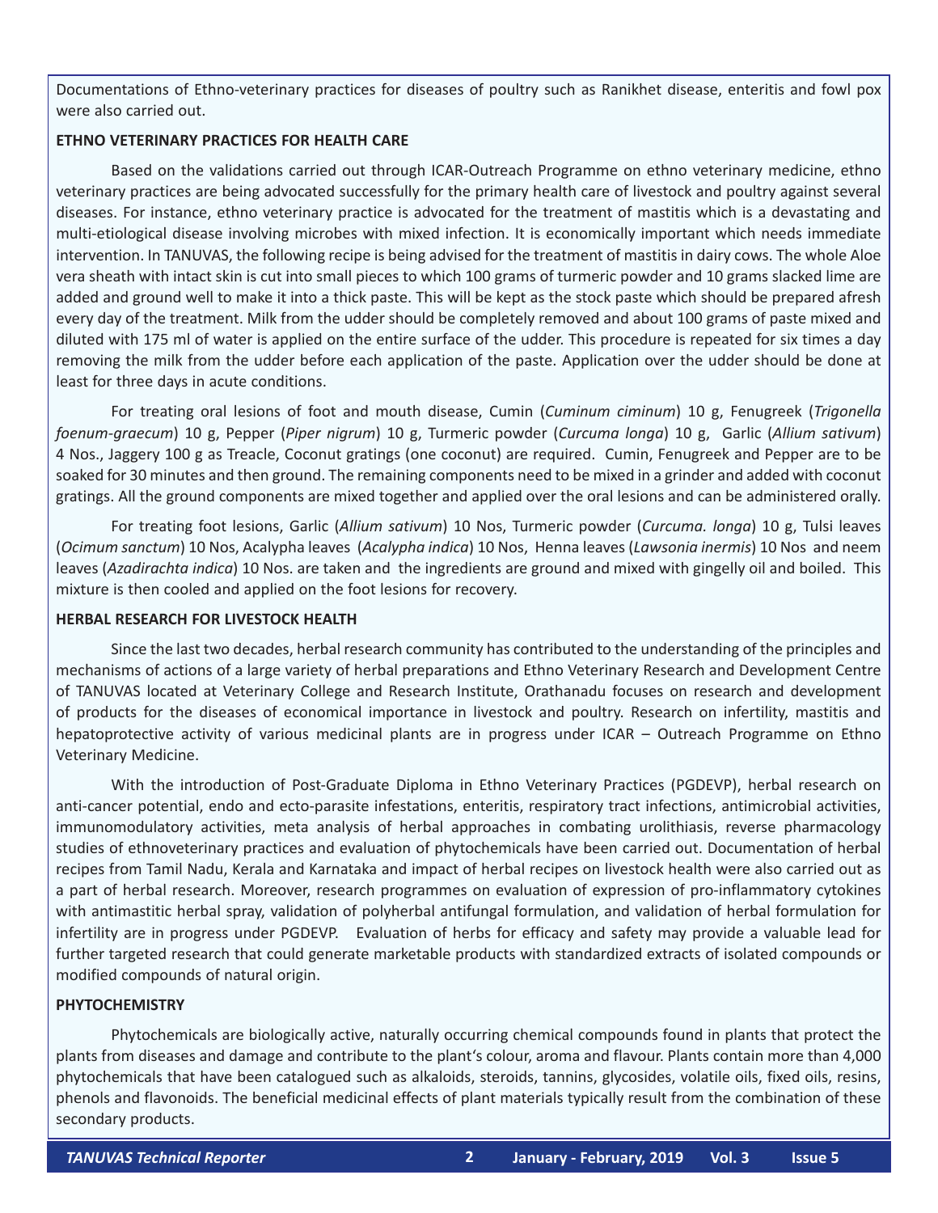Documentations of Ethno-veterinary practices for diseases of poultry such as Ranikhet disease, enteritis and fowl pox were also carried out.

## ETHNO VETERINARY PRACTICES FOR HEALTH CARE

Based on the validations carried out through ICAR-Outreach Programme on ethno veterinary medicine, ethno veterinary practices are being advocated successfully for the primary health care of livestock and poultry against several diseases. For instance, ethno veterinary practice is advocated for the treatment of mastitis which is a devastating and multi-etiological disease involving microbes with mixed infection. It is economically important which needs immediate intervention. In TANUVAS, the following recipe is being advised for the treatment of mastitis in dairy cows. The whole Aloe vera sheath with intact skin is cut into small pieces to which 100 grams of turmeric powder and 10 grams slacked lime are added and ground well to make it into a thick paste. This will be kept as the stock paste which should be prepared afresh every day of the treatment. Milk from the udder should be completely removed and about 100 grams of paste mixed and diluted with 175 ml of water is applied on the entire surface of the udder. This procedure is repeated for six times a day removing the milk from the udder before each application of the paste. Application over the udder should be done at least for three days in acute conditions.

For treating oral lesions of foot and mouth disease, Cumin (*Cuminum ciminum*) 10 g, Fenugreek (*Trigonella foenum-graecum*) 10 g, Pepper (*Piper nigrum*) 10 g, Turmeric powder (*Curcuma longa*) 10 g, Garlic (*Allium sativum*) 4 Nos., Jaggery 100 g as Treacle, Coconut gratings (one coconut) are required. Cumin, Fenugreek and Pepper are to be soaked for 30 minutes and then ground. The remaining components need to be mixed in a grinder and added with coconut gratings. All the ground components are mixed together and applied over the oral lesions and can be administered orally.

For treating foot lesions, Garlic (*Allium sativum*) 10 Nos, Turmeric powder (*Curcuma. longa*) 10 g, Tulsi leaves (*Ocimum sanctum*) 10 Nos, Acalypha leaves (*Acalypha indica*) 10 Nos, Henna leaves (*Lawsonia inermis*) 10 Nos and neem leaves (*Azadirachta indica*) 10 Nos. are taken and the ingredients are ground and mixed with gingelly oil and boiled. This mixture is then cooled and applied on the foot lesions for recovery.

## HERBAL RESEARCH FOR LIVESTOCK HEALTH

Since the last two decades, herbal research community has contributed to the understanding of the principles and mechanisms of actions of a large variety of herbal preparations and Ethno Veterinary Research and Development Centre of TANUVAS located at Veterinary College and Research Institute, Orathanadu focuses on research and development of products for the diseases of economical importance in livestock and poultry. Research on infertility, mastitis and hepatoprotective activity of various medicinal plants are in progress under ICAR – Outreach Programme on Ethno Veterinary Medicine.

With the introduction of Post-Graduate Diploma in Ethno Veterinary Practices (PGDEVP), herbal research on anti-cancer potential, endo and ecto-parasite infestations, enteritis, respiratory tract infections, antimicrobial activities, immunomodulatory activities, meta analysis of herbal approaches in combating urolithiasis, reverse pharmacology studies of ethnoveterinary practices and evaluation of phytochemicals have been carried out. Documentation of herbal recipes from Tamil Nadu, Kerala and Karnataka and impact of herbal recipes on livestock health were also carried out as a part of herbal research. Moreover, research programmes on evaluation of expression of pro-inflammatory cytokines with antimastitic herbal spray, validation of polyherbal antifungal formulation, and validation of herbal formulation for infertility are in progress under PGDEVP. Evaluation of herbs for efficacy and safety may provide a valuable lead for further targeted research that could generate marketable products with standardized extracts of isolated compounds or modified compounds of natural origin.

## PHYTOCHEMISTRY

Phytochemicals are biologically active, naturally occurring chemical compounds found in plants that protect the plants from diseases and damage and contribute to the plant's colour, aroma and flavour. Plants contain more than 4,000 phytochemicals that have been catalogued such as alkaloids, steroids, tannins, glycosides, volatile oils, fixed oils, resins, phenols and flavonoids. The beneficial medicinal effects of plant materials typically result from the combination of these secondary products.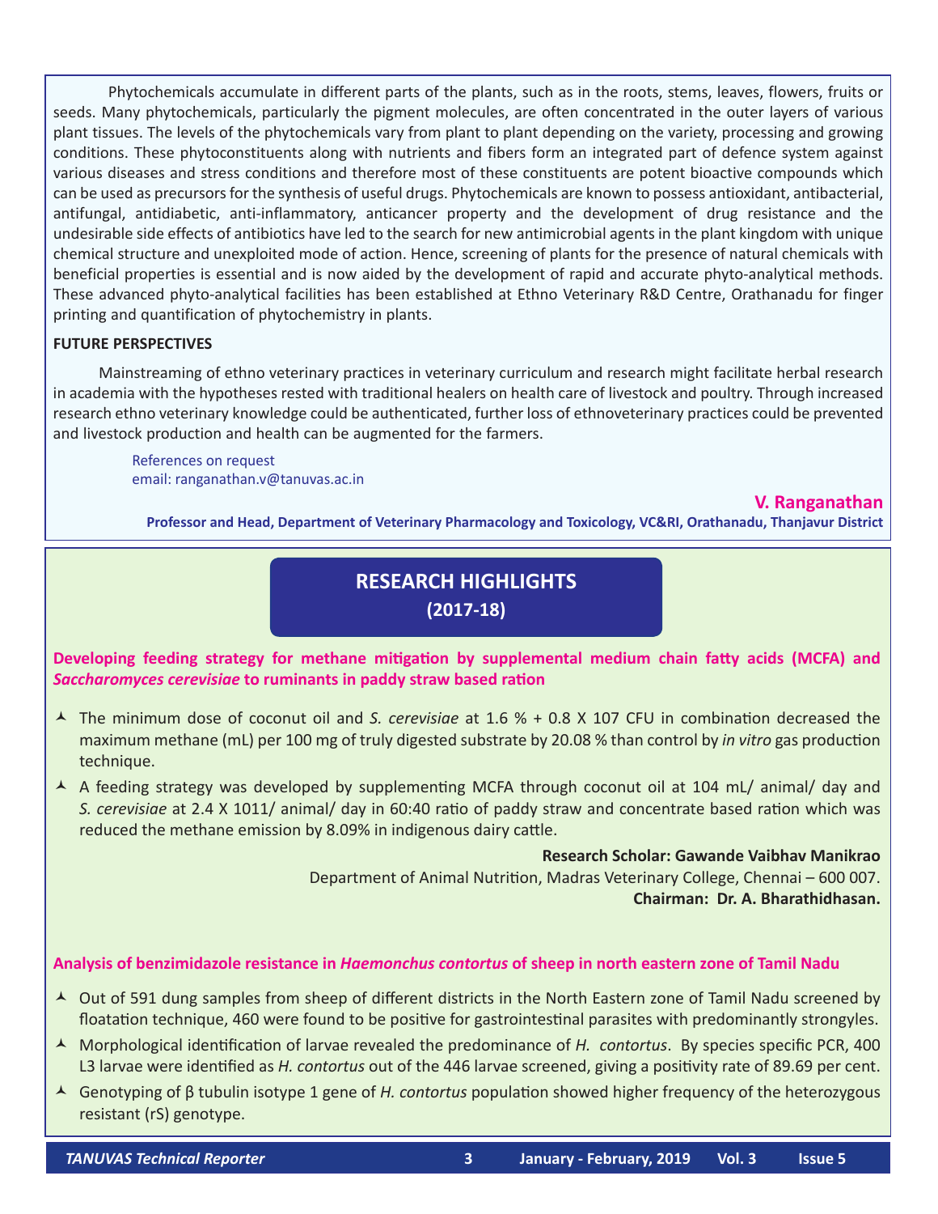Phytochemicals accumulate in different parts of the plants, such as in the roots, stems, leaves, flowers, fruits or seeds. Many phytochemicals, particularly the pigment molecules, are often concentrated in the outer layers of various plant tissues. The levels of the phytochemicals vary from plant to plant depending on the variety, processing and growing conditions. These phytoconstituents along with nutrients and fibers form an integrated part of defence system against various diseases and stress conditions and therefore most of these constituents are potent bioactive compounds which can be used as precursors for the synthesis of useful drugs. Phytochemicals are known to possess antioxidant, antibacterial, antifungal, antidiabetic, anti-inflammatory, anticancer property and the development of drug resistance and the undesirable side effects of antibiotics have led to the search for new antimicrobial agents in the plant kingdom with unique chemical structure and unexploited mode of action. Hence, screening of plants for the presence of natural chemicals with beneficial properties is essential and is now aided by the development of rapid and accurate phyto-analytical methods. These advanced phyto-analytical facilities has been established at Ethno Veterinary R&D Centre, Orathanadu for finger printing and quantification of phytochemistry in plants.

**FUTURE PERSPECTIVES**

Mainstreaming of ethno veterinary practices in veterinary curriculum and research might facilitate herbal research in academia with the hypotheses rested with traditional healers on health care of livestock and poultry. Through increased research ethno veterinary knowledge could be authenticated, further loss of ethnoveterinary practices could be prevented and livestock production and health can be augmented for the farmers.

References on request
email: ranganathan.v@tanuvas.ac.in

**V. Ranganathan**
**Professor and Head, Department of Veterinary Pharmacology and Toxicology, VC&RI, Orathanadu, Thanjavur District**

## RESEARCH HIGHLIGHTS
**(2017-18)**

### Developing feeding strategy for methane mitigation by supplemental medium chain fatty acids (MCFA) and *Saccharomyces cerevisiae* to ruminants in paddy straw based ration

- The minimum dose of coconut oil and *S. cerevisiae* at 1.6 % + 0.8 X $10^7$ CFU in combination decreased the maximum methane (mL) per 100 mg of truly digested substrate by 20.08 % than control by *in vitro* gas production technique.
- A feeding strategy was developed by supplementing MCFA through coconut oil at 104 mL/ animal/ day and *S. cerevisiae* at 2.4 X $10^{11}$/ animal/ day in 60:40 ratio of paddy straw and concentrate based ration which was reduced the methane emission by 8.09% in indigenous dairy cattle.

**Research Scholar: Gawande Vaibhav Manikrao**
Department of Animal Nutrition, Madras Veterinary College, Chennai – 600 007.
**Chairman: Dr. A. Bharathidhasan.**

### Analysis of benzimidazole resistance in *Haemonchus contortus* of sheep in north eastern zone of Tamil Nadu

- Out of 591 dung samples from sheep of different districts in the North Eastern zone of Tamil Nadu screened by floatation technique, 460 were found to be positive for gastrointestinal parasites with predominantly strongyles.
- Morphological identification of larvae revealed the predominance of *H. contortus*. By species specific PCR, 400 L3 larvae were identified as *H. contortus* out of the 446 larvae screened, giving a positivity rate of 89.69 per cent.
- Genotyping of β tubulin isotype 1 gene of *H. contortus* population showed higher frequency of the heterozygous resistant (rS) genotype.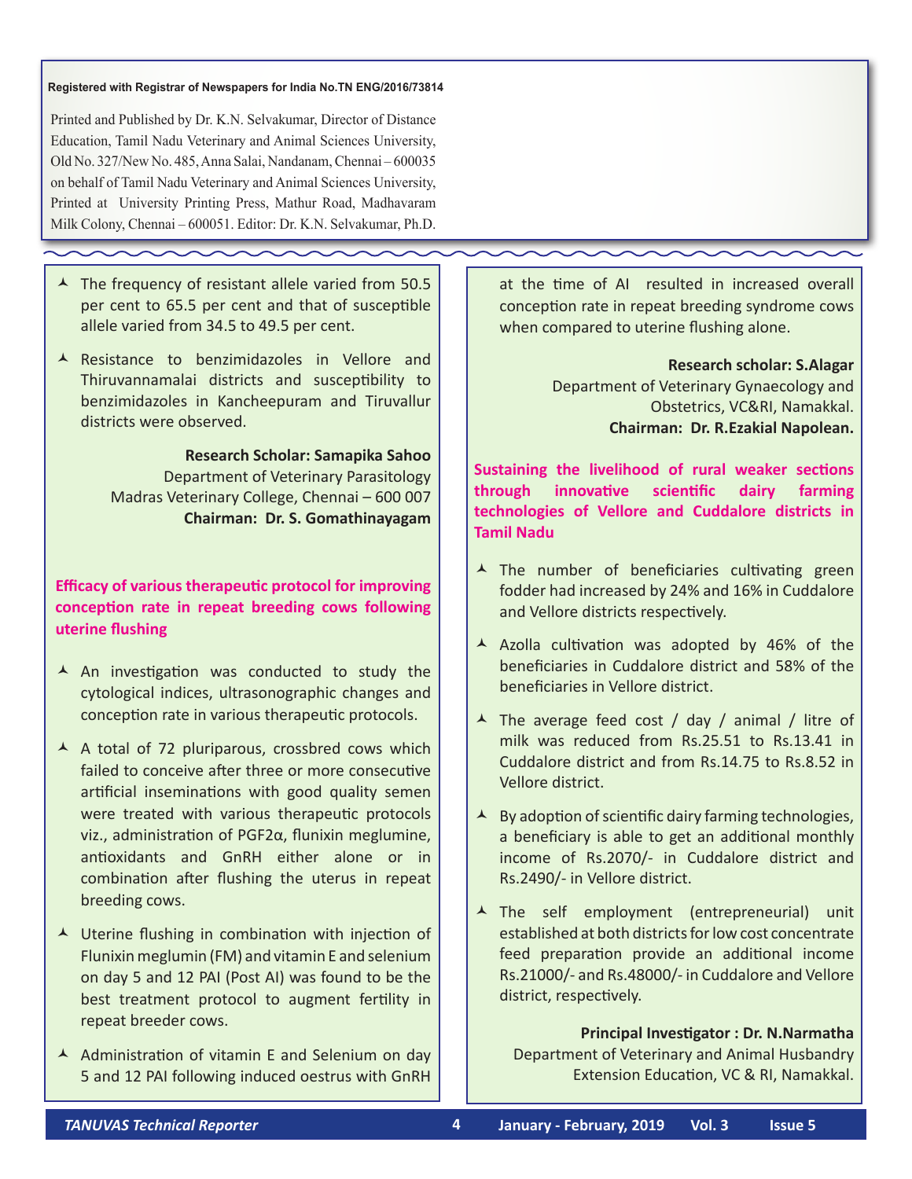**Registered with Registrar of Newspapers for India No.TN ENG/2016/73814**

Printed and Published by Dr. K.N. Selvakumar, Director of Distance Education, Tamil Nadu Veterinary and Animal Sciences University, Old No. 327/New No. 485, Anna Salai, Nandanam, Chennai – 600035 on behalf of Tamil Nadu Veterinary and Animal Sciences University, Printed at University Printing Press, Mathur Road, Madhavaram Milk Colony, Chennai – 600051. Editor: Dr. K.N. Selvakumar, Ph.D.

- The frequency of resistant allele varied from 50.5 per cent to 65.5 per cent and that of susceptible allele varied from 34.5 to 49.5 per cent.
- Resistance to benzimidazoles in Vellore and Thiruvannamalai districts and susceptibility to benzimidazoles in Kancheepuram and Tiruvallur districts were observed.

**Research Scholar: Samapika Sahoo**
Department of Veterinary Parasitology
Madras Veterinary College, Chennai – 600 007
**Chairman: Dr. S. Gomathinayagam**

## Efficacy of various therapeutic protocol for improving conception rate in repeat breeding cows following uterine flushing

- An investigation was conducted to study the cytological indices, ultrasonographic changes and conception rate in various therapeutic protocols.
- A total of 72 pluriparous, crossbred cows which failed to conceive after three or more consecutive artificial inseminations with good quality semen were treated with various therapeutic protocols viz., administration of PGF2α, flunixin meglumine, antioxidants and GnRH either alone or in combination after flushing the uterus in repeat breeding cows.
- Uterine flushing in combination with injection of Flunixin meglumin (FM) and vitamin E and selenium on day 5 and 12 PAI (Post AI) was found to be the best treatment protocol to augment fertility in repeat breeder cows.
- Administration of vitamin E and Selenium on day 5 and 12 PAI following induced oestrus with GnRH at the time of AI resulted in increased overall conception rate in repeat breeding syndrome cows when compared to uterine flushing alone.

**Research scholar: S.Alagar**
Department of Veterinary Gynaecology and Obstetrics, VC&RI, Namakkal.
**Chairman: Dr. R.Ezakial Napolean.**

## Sustaining the livelihood of rural weaker sections through innovative scientific dairy farming technologies of Vellore and Cuddalore districts in Tamil Nadu

- The number of beneficiaries cultivating green fodder had increased by 24% and 16% in Cuddalore and Vellore districts respectively.
- Azolla cultivation was adopted by 46% of the beneficiaries in Cuddalore district and 58% of the beneficiaries in Vellore district.
- The average feed cost / day / animal / litre of milk was reduced from Rs.25.51 to Rs.13.41 in Cuddalore district and from Rs.14.75 to Rs.8.52 in Vellore district.
- By adoption of scientific dairy farming technologies, a beneficiary is able to get an additional monthly income of Rs.2070/- in Cuddalore district and Rs.2490/- in Vellore district.
- The self employment (entrepreneurial) unit established at both districts for low cost concentrate feed preparation provide an additional income Rs.21000/- and Rs.48000/- in Cuddalore and Vellore district, respectively.

**Principal Investigator : Dr. N.Narmatha**
Department of Veterinary and Animal Husbandry Extension Education, VC & RI, Namakkal.